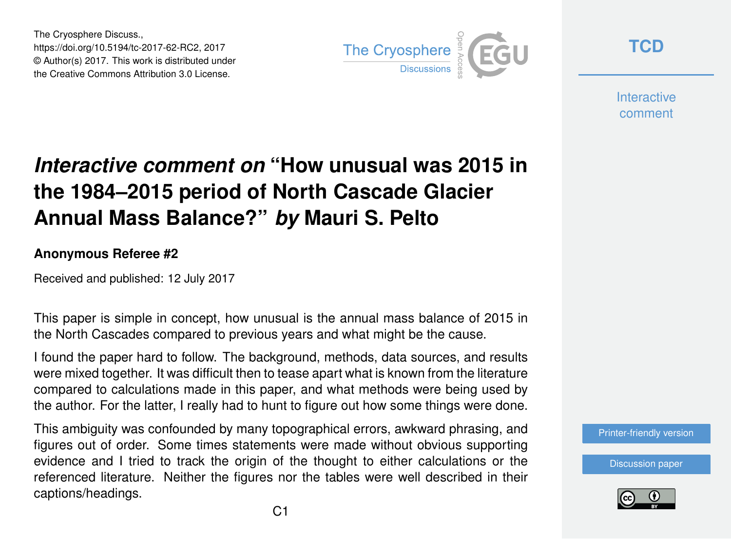The Cryosphere Discuss.,
https://doi.org/10.5194/tc-2017-62-RC2, 2017
© Author(s) 2017. This work is distributed under
the Creative Commons Attribution 3.0 License.

# *Interactive comment on* "How unusual was 2015 in the 1984–2015 period of North Cascade Glacier Annual Mass Balance?" *by* Mauri S. Pelto

**Anonymous Referee #2**

Received and published: 12 July 2017

This paper is simple in concept, how unusual is the annual mass balance of 2015 in the North Cascades compared to previous years and what might be the cause.

I found the paper hard to follow. The background, methods, data sources, and results were mixed together. It was difficult then to tease apart what is known from the literature compared to calculations made in this paper, and what methods were being used by the author. For the latter, I really had to hunt to figure out how some things were done.

This ambiguity was confounded by many topographical errors, awkward phrasing, and figures out of order. Some times statements were made without obvious supporting evidence and I tried to track the origin of the thought to either calculations or the referenced literature. Neither the figures nor the tables were well described in their captions/headings.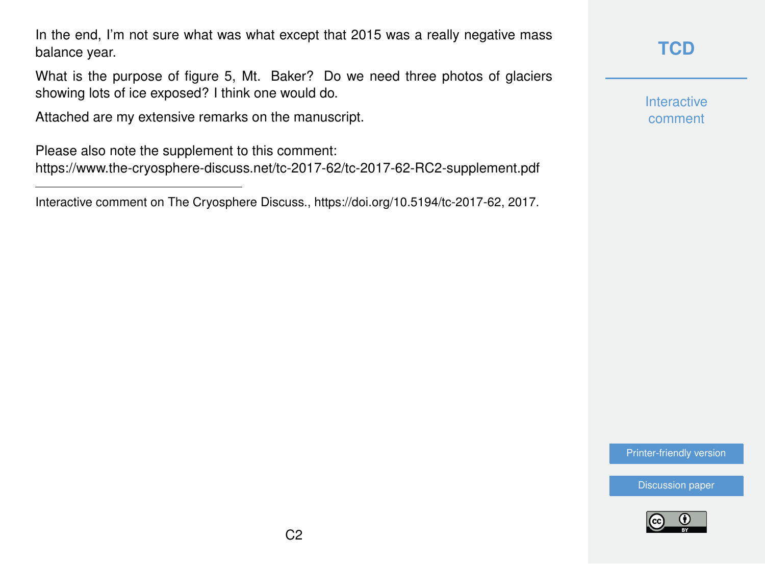In the end, I'm not sure what was what except that 2015 was a really negative mass balance year.

What is the purpose of figure 5, Mt. Baker? Do we need three photos of glaciers showing lots of ice exposed? I think one would do.

Attached are my extensive remarks on the manuscript.

Please also note the supplement to this comment:
https://www.the-cryosphere-discuss.net/tc-2017-62/tc-2017-62-RC2-supplement.pdf

---

Interactive comment on The Cryosphere Discuss., https://doi.org/10.5194/tc-2017-62, 2017.